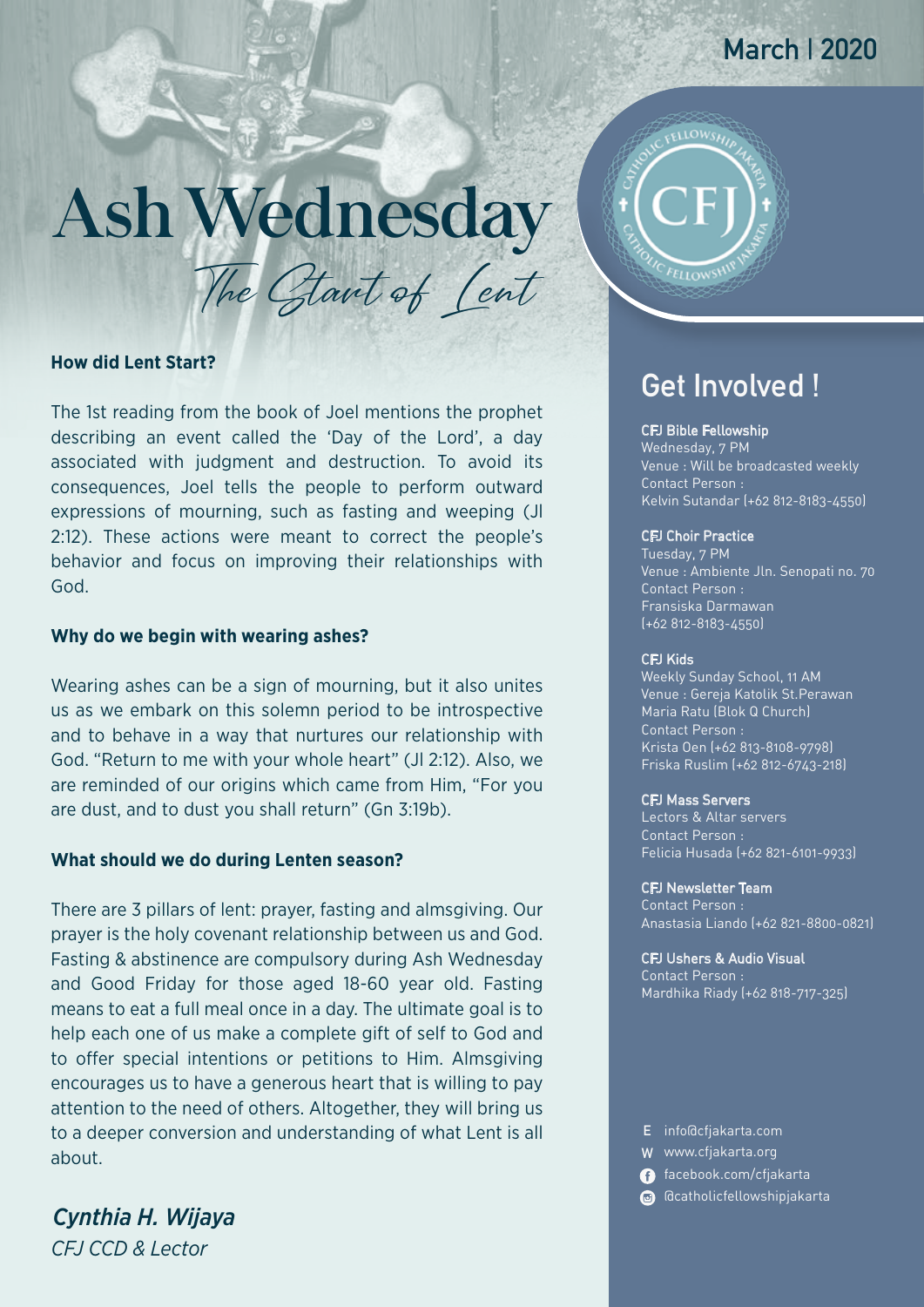March | 2020

# Ash Wednesday

## The Start of Lent

### How did Lent Start?

The 1st reading from the book of Joel mentions the prophet describing an event called the 'Day of the Lord', a day associated with judgment and destruction. To avoid its consequences, Joel tells the people to perform outward expressions of mourning, such as fasting and weeping (Jl 2:12). These actions were meant to correct the people's behavior and focus on improving their relationships with God.

### Why do we begin with wearing ashes?

Wearing ashes can be a sign of mourning, but it also unites us as we embark on this solemn period to be introspective and to behave in a way that nurtures our relationship with God. "Return to me with your whole heart" (Jl 2:12). Also, we are reminded of our origins which came from Him, "For you are dust, and to dust you shall return" (Gn 3:19b).

### What should we do during Lenten season?

There are 3 pillars of lent: prayer, fasting and almsgiving. Our prayer is the holy covenant relationship between us and God. Fasting & abstinence are compulsory during Ash Wednesday and Good Friday for those aged 18-60 year old. Fasting means to eat a full meal once in a day. The ultimate goal is to help each one of us make a complete gift of self to God and to offer special intentions or petitions to Him. Almsgiving encourages us to have a generous heart that is willing to pay attention to the need of others. Altogether, they will bring us to a deeper conversion and understanding of what Lent is all about.

***Cynthia H. Wijaya***
*CFJ CCD & Lector*

## Get Involved !

**CFJ Bible Fellowship**
Wednesday, 7 PM
Venue : Will be broadcasted weekly
Contact Person :
Kelvin Sutandar (+62 812-8183-4550)

**CFJ Choir Practice**
Tuesday, 7 PM
Venue : Ambiente Jln. Senopati no. 70
Contact Person :
Fransiska Darmawan
(+62 812-8183-4550)

**CFJ Kids**
Weekly Sunday School, 11 AM
Venue : Gereja Katolik St.Perawan Maria Ratu (Blok Q Church)
Contact Person :
Krista Oen (+62 813-8108-9798)
Friska Ruslim (+62 812-6743-218)

**CFJ Mass Servers**
Lectors & Altar servers
Contact Person :
Felicia Husada (+62 821-6101-9933)

**CFJ Newsletter Team**
Contact Person :
Anastasia Liando (+62 821-8800-0821)

**CFJ Ushers & Audio Visual**
Contact Person :
Mardhika Riady (+62 818-717-325)

E info@cfjakarta.com
W www.cfjakarta.org
facebook.com/cfjakarta
@catholicfellowshipjakarta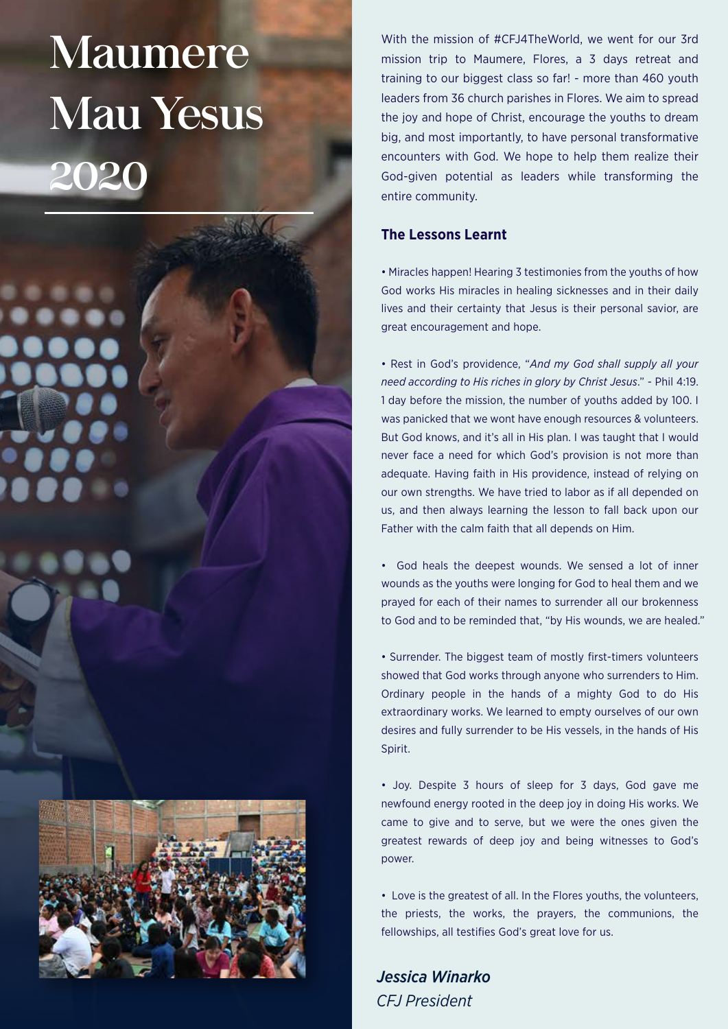# Maumere Mau Yesus 2020

With the mission of #CFJ4TheWorld, we went for our 3rd mission trip to Maumere, Flores, a 3 days retreat and training to our biggest class so far! - more than 460 youth leaders from 36 church parishes in Flores. We aim to spread the joy and hope of Christ, encourage the youths to dream big, and most importantly, to have personal transformative encounters with God. We hope to help them realize their God-given potential as leaders while transforming the entire community.

## The Lessons Learnt

• Miracles happen! Hearing 3 testimonies from the youths of how God works His miracles in healing sicknesses and in their daily lives and their certainty that Jesus is their personal savior, are great encouragement and hope.

• Rest in God's providence, "*And my God shall supply all your need according to His riches in glory by Christ Jesus*." - Phil 4:19. 1 day before the mission, the number of youths added by 100. I was panicked that we wont have enough resources & volunteers. But God knows, and it's all in His plan. I was taught that I would never face a need for which God's provision is not more than adequate. Having faith in His providence, instead of relying on our own strengths. We have tried to labor as if all depended on us, and then always learning the lesson to fall back upon our Father with the calm faith that all depends on Him.

• God heals the deepest wounds. We sensed a lot of inner wounds as the youths were longing for God to heal them and we prayed for each of their names to surrender all our brokenness to God and to be reminded that, "by His wounds, we are healed."

• Surrender. The biggest team of mostly first-timers volunteers showed that God works through anyone who surrenders to Him. Ordinary people in the hands of a mighty God to do His extraordinary works. We learned to empty ourselves of our own desires and fully surrender to be His vessels, in the hands of His Spirit.

• Joy. Despite 3 hours of sleep for 3 days, God gave me newfound energy rooted in the deep joy in doing His works. We came to give and to serve, but we were the ones given the greatest rewards of deep joy and being witnesses to God's power.

• Love is the greatest of all. In the Flores youths, the volunteers, the priests, the works, the prayers, the communions, the fellowships, all testifies God's great love for us.

***Jessica Winarko***
*CFJ President*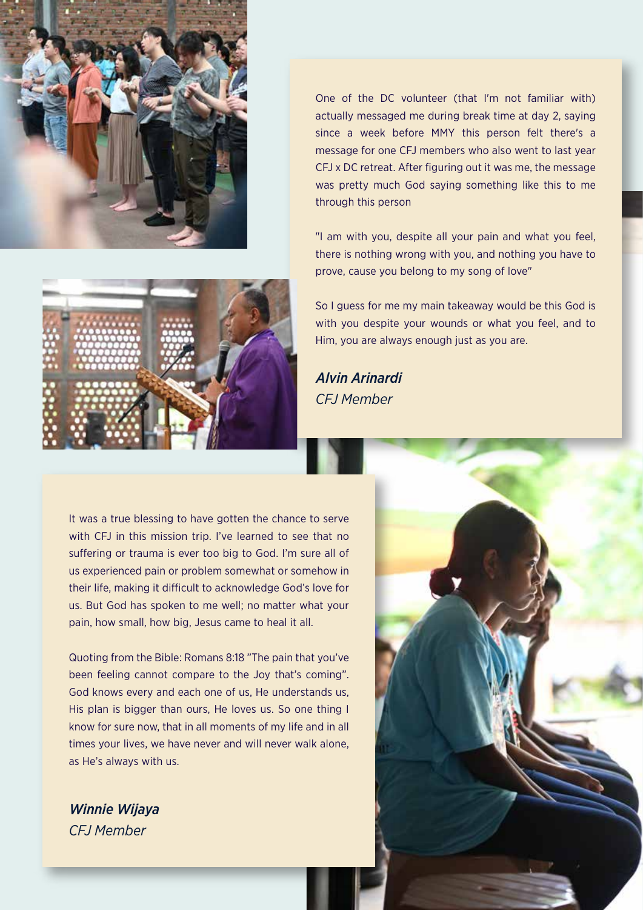One of the DC volunteer (that I'm not familiar with) actually messaged me during break time at day 2, saying since a week before MMY this person felt there's a message for one CFJ members who also went to last year CFJ x DC retreat. After figuring out it was me, the message was pretty much God saying something like this to me through this person

"I am with you, despite all your pain and what you feel, there is nothing wrong with you, and nothing you have to prove, cause you belong to my song of love"

So I guess for me my main takeaway would be this God is with you despite your wounds or what you feel, and to Him, you are always enough just as you are.

***Alvin Arinardi***
*CFJ Member*

It was a true blessing to have gotten the chance to serve with CFJ in this mission trip. I've learned to see that no suffering or trauma is ever too big to God. I'm sure all of us experienced pain or problem somewhat or somehow in their life, making it difficult to acknowledge God's love for us. But God has spoken to me well; no matter what your pain, how small, how big, Jesus came to heal it all.

Quoting from the Bible: Romans 8:18 "The pain that you've been feeling cannot compare to the Joy that's coming". God knows every and each one of us, He understands us, His plan is bigger than ours, He loves us. So one thing I know for sure now, that in all moments of my life and in all times your lives, we have never and will never walk alone, as He's always with us.

***Winnie Wijaya***
*CFJ Member*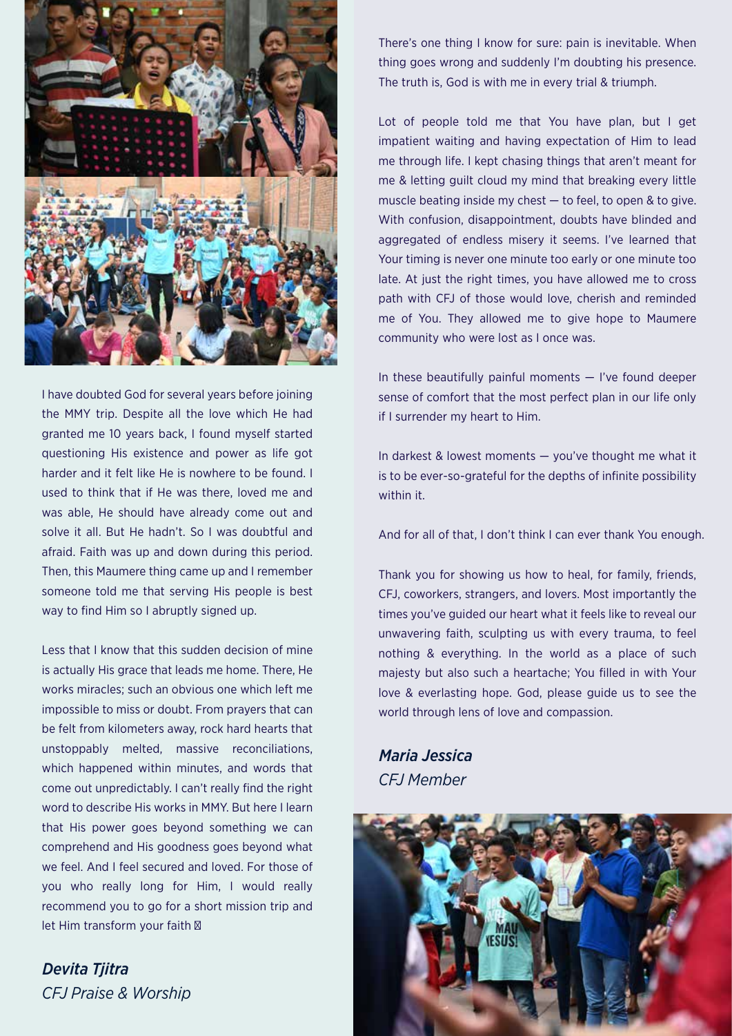I have doubted God for several years before joining the MMY trip. Despite all the love which He had granted me 10 years back, I found myself started questioning His existence and power as life got harder and it felt like He is nowhere to be found. I used to think that if He was there, loved me and was able, He should have already come out and solve it all. But He hadn't. So I was doubtful and afraid. Faith was up and down during this period. Then, this Maumere thing came up and I remember someone told me that serving His people is best way to find Him so I abruptly signed up.

Less that I know that this sudden decision of mine is actually His grace that leads me home. There, He works miracles; such an obvious one which left me impossible to miss or doubt. From prayers that can be felt from kilometers away, rock hard hearts that unstoppably melted, massive reconciliations, which happened within minutes, and words that come out unpredictably. I can't really find the right word to describe His works in MMY. But here I learn that His power goes beyond something we can comprehend and His goodness goes beyond what we feel. And I feel secured and loved. For those of you who really long for Him, I would really recommend you to go for a short mission trip and let Him transform your faith ☐

*Devita Tjitra*
*CFJ Praise & Worship*

There's one thing I know for sure: pain is inevitable. When thing goes wrong and suddenly I'm doubting his presence. The truth is, God is with me in every trial & triumph.

Lot of people told me that You have plan, but I get impatient waiting and having expectation of Him to lead me through life. I kept chasing things that aren't meant for me & letting guilt cloud my mind that breaking every little muscle beating inside my chest — to feel, to open & to give. With confusion, disappointment, doubts have blinded and aggregated of endless misery it seems. I've learned that Your timing is never one minute too early or one minute too late. At just the right times, you have allowed me to cross path with CFJ of those would love, cherish and reminded me of You. They allowed me to give hope to Maumere community who were lost as I once was.

In these beautifully painful moments — I've found deeper sense of comfort that the most perfect plan in our life only if I surrender my heart to Him.

In darkest & lowest moments — you've thought me what it is to be ever-so-grateful for the depths of infinite possibility within it.

And for all of that, I don't think I can ever thank You enough.

Thank you for showing us how to heal, for family, friends, CFJ, coworkers, strangers, and lovers. Most importantly the times you've guided our heart what it feels like to reveal our unwavering faith, sculpting us with every trauma, to feel nothing & everything. In the world as a place of such majesty but also such a heartache; You filled in with Your love & everlasting hope. God, please guide us to see the world through lens of love and compassion.

*Maria Jessica*
*CFJ Member*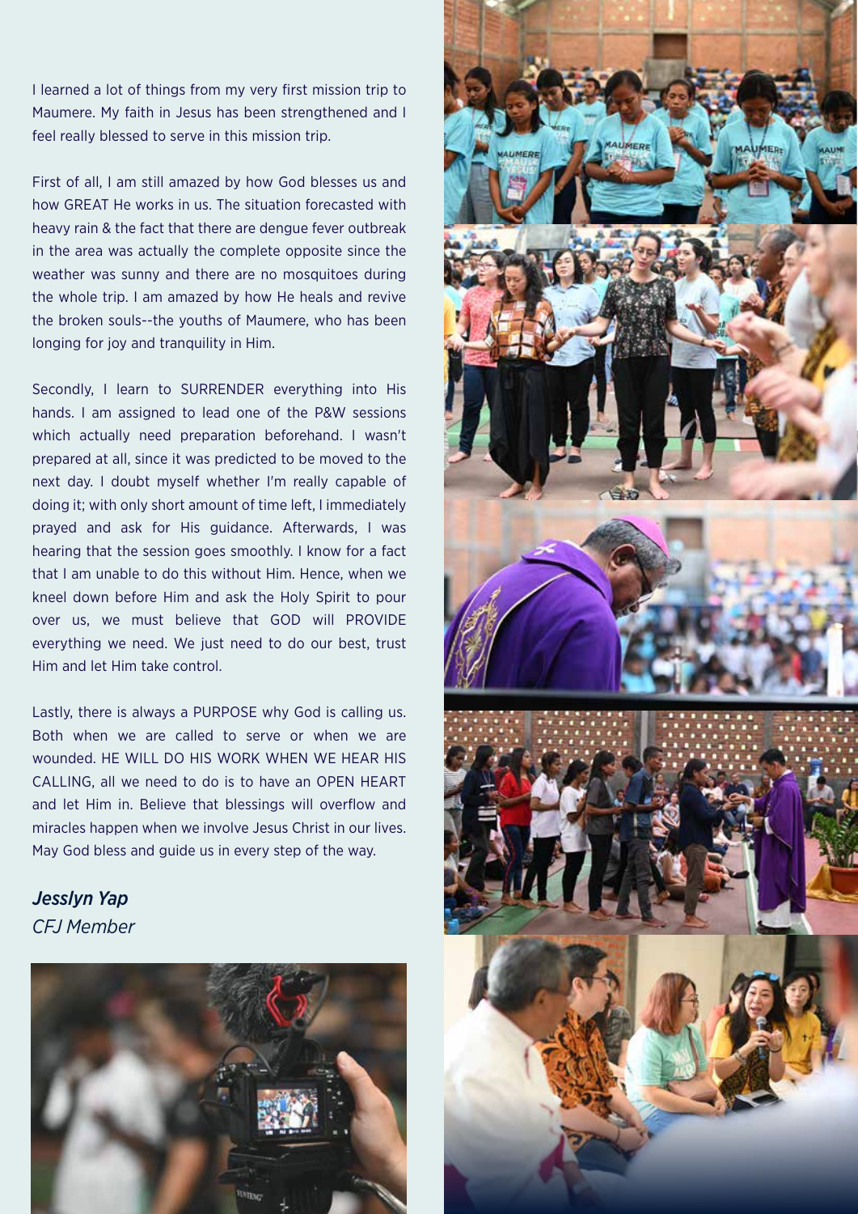I learned a lot of things from my very first mission trip to Maumere. My faith in Jesus has been strengthened and I feel really blessed to serve in this mission trip.

First of all, I am still amazed by how God blesses us and how GREAT He works in us. The situation forecasted with heavy rain & the fact that there are dengue fever outbreak in the area was actually the complete opposite since the weather was sunny and there are no mosquitoes during the whole trip. I am amazed by how He heals and revive the broken souls--the youths of Maumere, who has been longing for joy and tranquility in Him.

Secondly, I learn to SURRENDER everything into His hands. I am assigned to lead one of the P&W sessions which actually need preparation beforehand. I wasn't prepared at all, since it was predicted to be moved to the next day. I doubt myself whether I'm really capable of doing it; with only short amount of time left, I immediately prayed and ask for His guidance. Afterwards, I was hearing that the session goes smoothly. I know for a fact that I am unable to do this without Him. Hence, when we kneel down before Him and ask the Holy Spirit to pour over us, we must believe that GOD will PROVIDE everything we need. We just need to do our best, trust Him and let Him take control.

Lastly, there is always a PURPOSE why God is calling us. Both when we are called to serve or when we are wounded. HE WILL DO HIS WORK WHEN WE HEAR HIS CALLING, all we need to do is to have an OPEN HEART and let Him in. Believe that blessings will overflow and miracles happen when we involve Jesus Christ in our lives. May God bless and guide us in every step of the way.

***Jesslyn Yap***
*CFJ Member*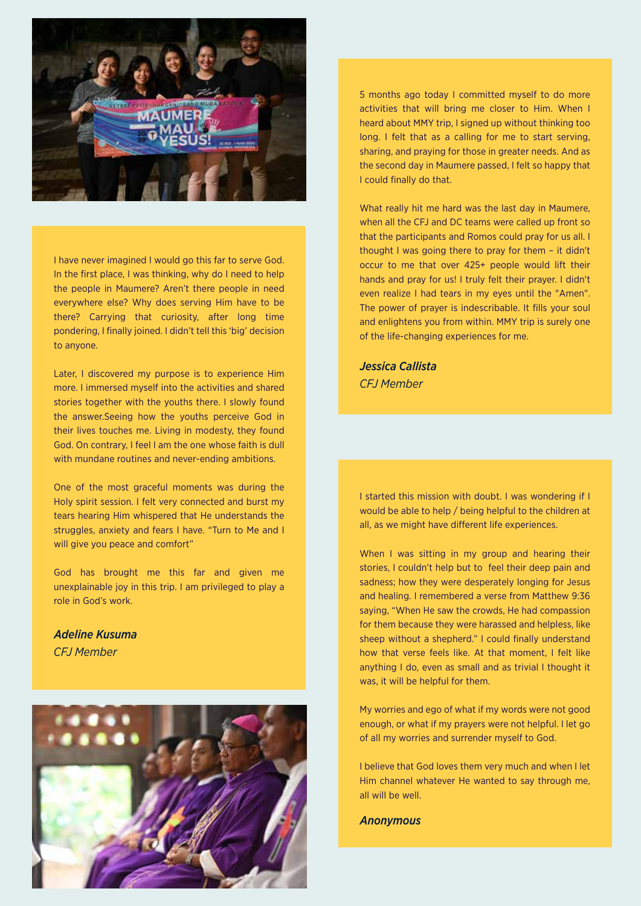I have never imagined I would go this far to serve God. In the first place, I was thinking, why do I need to help the people in Maumere? Aren't there people in need everywhere else? Why does serving Him have to be there? Carrying that curiosity, after long time pondering, I finally joined. I didn't tell this 'big' decision to anyone.

Later, I discovered my purpose is to experience Him more. I immersed myself into the activities and shared stories together with the youths there. I slowly found the answer.Seeing how the youths perceive God in their lives touches me. Living in modesty, they found God. On contrary, I feel I am the one whose faith is dull with mundane routines and never-ending ambitions.

One of the most graceful moments was during the Holy spirit session. I felt very connected and burst my tears hearing Him whispered that He understands the struggles, anxiety and fears I have. "Turn to Me and I will give you peace and comfort"

God has brought me this far and given me unexplainable joy in this trip. I am privileged to play a role in God's work.

***Adeline Kusuma***
*CFJ Member*

5 months ago today I committed myself to do more activities that will bring me closer to Him. When I heard about MMY trip, I signed up without thinking too long. I felt that as a calling for me to start serving, sharing, and praying for those in greater needs. And as the second day in Maumere passed, I felt so happy that I could finally do that.

What really hit me hard was the last day in Maumere, when all the CFJ and DC teams were called up front so that the participants and Romos could pray for us all. I thought I was going there to pray for them – it didn't occur to me that over 425+ people would lift their hands and pray for us! I truly felt their prayer. I didn't even realize I had tears in my eyes until the "Amen". The power of prayer is indescribable. It fills your soul and enlightens you from within. MMY trip is surely one of the life-changing experiences for me.

***Jessica Callista***
*CFJ Member*

I started this mission with doubt. I was wondering if I would be able to help / being helpful to the children at all, as we might have different life experiences.

When I was sitting in my group and hearing their stories, I couldn't help but to feel their deep pain and sadness; how they were desperately longing for Jesus and healing. I remembered a verse from Matthew 9:36 saying, "When He saw the crowds, He had compassion for them because they were harassed and helpless, like sheep without a shepherd." I could finally understand how that verse feels like. At that moment, I felt like anything I do, even as small and as trivial I thought it was, it will be helpful for them.

My worries and ego of what if my words were not good enough, or what if my prayers were not helpful. I let go of all my worries and surrender myself to God.

I believe that God loves them very much and when I let Him channel whatever He wanted to say through me, all will be well.

***Anonymous***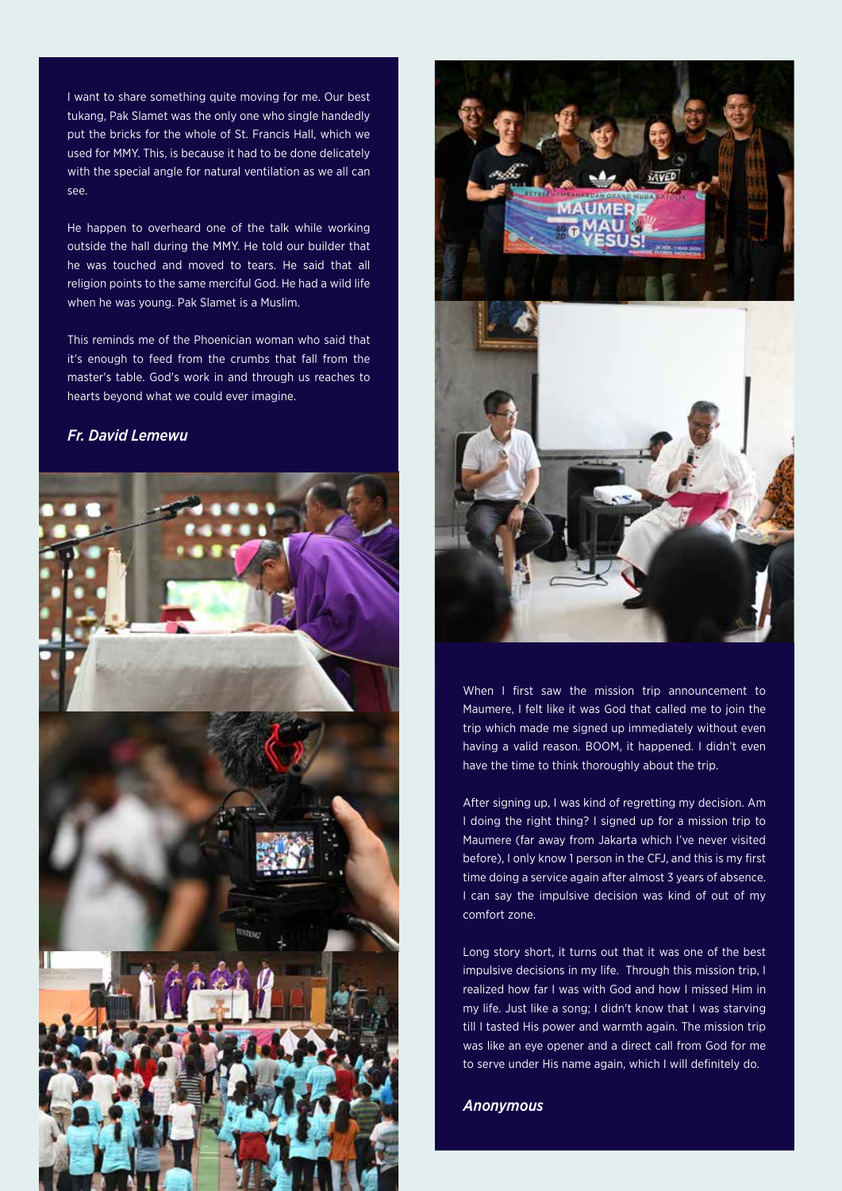I want to share something quite moving for me. Our best tukang, Pak Slamet was the only one who single handedly put the bricks for the whole of St. Francis Hall, which we used for MMY. This, is because it had to be done delicately with the special angle for natural ventilation as we all can see.

He happen to overheard one of the talk while working outside the hall during the MMY. He told our builder that he was touched and moved to tears. He said that all religion points to the same merciful God. He had a wild life when he was young. Pak Slamet is a Muslim.

This reminds me of the Phoenician woman who said that it's enough to feed from the crumbs that fall from the master's table. God's work in and through us reaches to hearts beyond what we could ever imagine.

***Fr. David Lemewu***

When I first saw the mission trip announcement to Maumere, I felt like it was God that called me to join the trip which made me signed up immediately without even having a valid reason. BOOM, it happened. I didn't even have the time to think thoroughly about the trip.

After signing up, I was kind of regretting my decision. Am I doing the right thing? I signed up for a mission trip to Maumere (far away from Jakarta which I've never visited before), I only know 1 person in the CFJ, and this is my first time doing a service again after almost 3 years of absence. I can say the impulsive decision was kind of out of my comfort zone.

Long story short, it turns out that it was one of the best impulsive decisions in my life. Through this mission trip, I realized how far I was with God and how I missed Him in my life. Just like a song; I didn't know that I was starving till I tasted His power and warmth again. The mission trip was like an eye opener and a direct call from God for me to serve under His name again, which I will definitely do.

***Anonymous***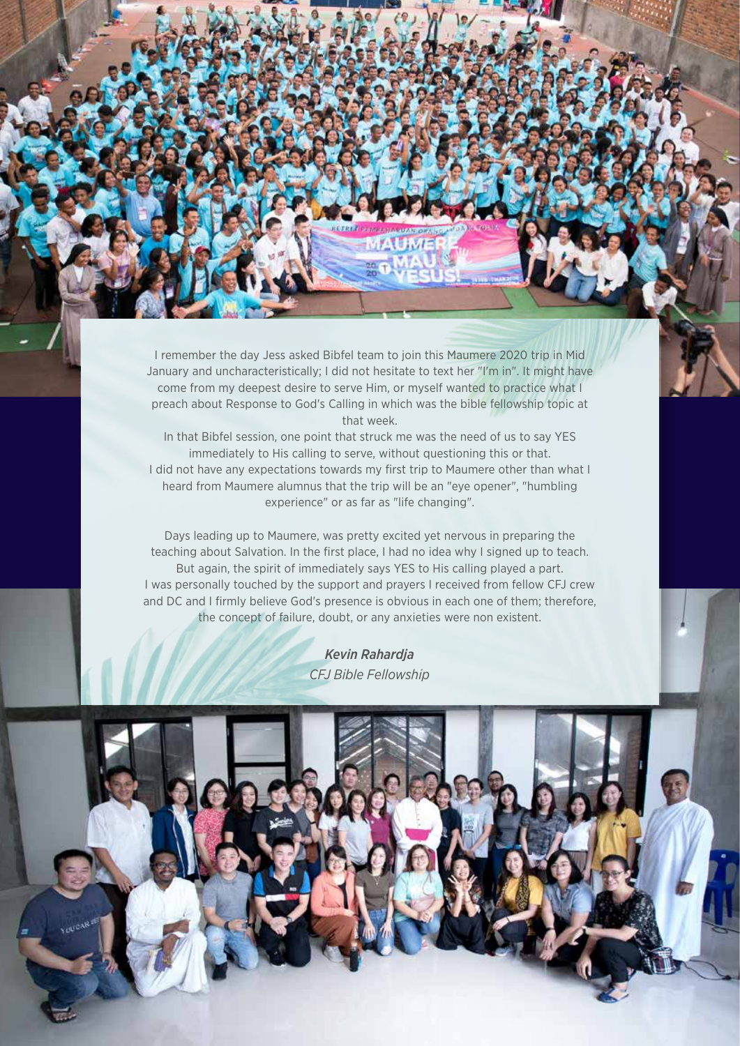I remember the day Jess asked Bibfel team to join this Maumere 2020 trip in Mid January and uncharacteristically; I did not hesitate to text her "I'm in". It might have come from my deepest desire to serve Him, or myself wanted to practice what I preach about Response to God's Calling in which was the bible fellowship topic at that week.

In that Bibfel session, one point that struck me was the need of us to say YES immediately to His calling to serve, without questioning this or that.

I did not have any expectations towards my first trip to Maumere other than what I heard from Maumere alumnus that the trip will be an "eye opener", "humbling experience" or as far as "life changing".

Days leading up to Maumere, was pretty excited yet nervous in preparing the teaching about Salvation. In the first place, I had no idea why I signed up to teach. But again, the spirit of immediately says YES to His calling played a part.

I was personally touched by the support and prayers I received from fellow CFJ crew and DC and I firmly believe God's presence is obvious in each one of them; therefore, the concept of failure, doubt, or any anxieties were non existent.

***Kevin Rahardja***

*CFJ Bible Fellowship*